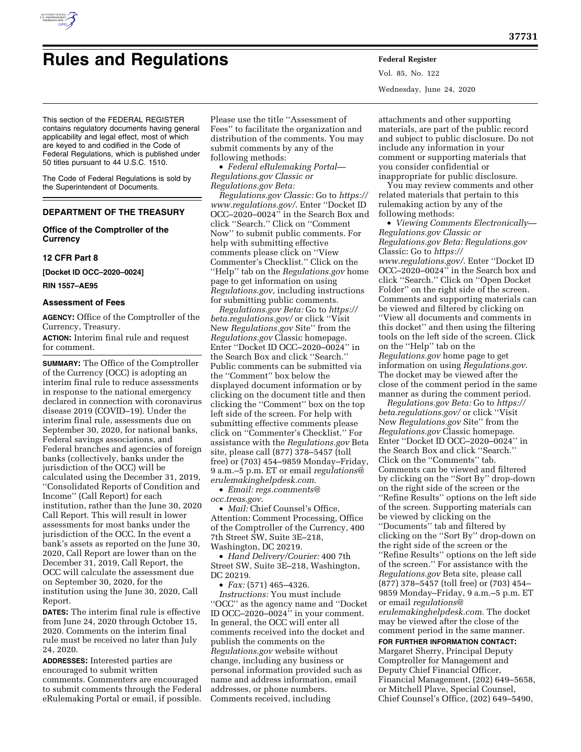# Rules and Regulations

This section of the FEDERAL REGISTER contains regulatory documents having general applicability and legal effect, most of which are keyed to and codified in the Code of Federal Regulations, which is published under 50 titles pursuant to 44 U.S.C. 1510.

The Code of Federal Regulations is sold by the Superintendent of Documents.

## DEPARTMENT OF THE TREASURY

### Office of the Comptroller of the Currency

### 12 CFR Part 8

**[Docket ID OCC–2020–0024]**

**RIN 1557–AE95**

### Assessment of Fees

**AGENCY:** Office of the Comptroller of the Currency, Treasury.

**ACTION:** Interim final rule and request for comment.

**SUMMARY:** The Office of the Comptroller of the Currency (OCC) is adopting an interim final rule to reduce assessments in response to the national emergency declared in connection with coronavirus disease 2019 (COVID–19). Under the interim final rule, assessments due on September 30, 2020, for national banks, Federal savings associations, and Federal branches and agencies of foreign banks (collectively, banks under the jurisdiction of the OCC) will be calculated using the December 31, 2019, ''Consolidated Reports of Condition and Income'' (Call Report) for each institution, rather than the June 30, 2020 Call Report. This will result in lower assessments for most banks under the jurisdiction of the OCC. In the event a bank's assets as reported on the June 30, 2020, Call Report are lower than on the December 31, 2019, Call Report, the OCC will calculate the assessment due on September 30, 2020, for the institution using the June 30, 2020, Call Report.

**DATES:** The interim final rule is effective from June 24, 2020 through October 15, 2020. Comments on the interim final rule must be received no later than July 24, 2020.

**ADDRESSES:** Interested parties are encouraged to submit written comments. Commenters are encouraged to submit comments through the Federal eRulemaking Portal or email, if possible. Please use the title ''Assessment of Fees'' to facilitate the organization and distribution of the comments. You may submit comments by any of the following methods:

- *Federal eRulemaking Portal—Regulations.gov Classic or Regulations.gov Beta:*

*Regulations.gov Classic:* Go to *https://www.regulations.gov/*. Enter ''Docket ID OCC–2020–0024'' in the Search Box and click ''Search.'' Click on ''Comment Now'' to submit public comments. For help with submitting effective comments please click on ''View Commenter's Checklist.'' Click on the ''Help'' tab on the *Regulations.gov* home page to get information on using *Regulations.gov,* including instructions for submitting public comments.

*Regulations.gov Beta:* Go to *https://beta.regulations.gov/* or click ''Visit New *Regulations.gov* Site'' from the *Regulations.gov* Classic homepage. Enter ''Docket ID OCC–2020–0024'' in the Search Box and click ''Search.'' Public comments can be submitted via the ''Comment'' box below the displayed document information or by clicking on the document title and then clicking the ''Comment'' box on the top left side of the screen. For help with submitting effective comments please click on ''Commenter's Checklist.'' For assistance with the *Regulations.gov* Beta site, please call (877) 378–5457 (toll free) or (703) 454–9859 Monday–Friday, 9 a.m.–5 p.m. ET or email *regulations@erulemakinghelpdesk.com*.

- *Email: regs.comments@occ.treas.gov*.
- *Mail:* Chief Counsel's Office, Attention: Comment Processing, Office of the Comptroller of the Currency, 400 7th Street SW, Suite 3E–218, Washington, DC 20219.
- *Hand Delivery/Courier:* 400 7th Street SW, Suite 3E–218, Washington, DC 20219.
- *Fax:* (571) 465–4326.

*Instructions:* You must include ''OCC'' as the agency name and ''Docket ID OCC–2020–0024'' in your comment. In general, the OCC will enter all comments received into the docket and publish the comments on the *Regulations.gov* website without change, including any business or personal information provided such as name and address information, email addresses, or phone numbers. Comments received, including attachments and other supporting materials, are part of the public record and subject to public disclosure. Do not include any information in your comment or supporting materials that you consider confidential or inappropriate for public disclosure.

You may review comments and other related materials that pertain to this rulemaking action by any of the following methods:

- *Viewing Comments Electronically—Regulations.gov Classic or Regulations.gov Beta: Regulations.gov* Classic: Go to *https://www.regulations.gov/*. Enter ''Docket ID OCC–2020–0024'' in the Search box and click ''Search.'' Click on ''Open Docket Folder'' on the right side of the screen. Comments and supporting materials can be viewed and filtered by clicking on ''View all documents and comments in this docket'' and then using the filtering tools on the left side of the screen. Click on the ''Help'' tab on the *Regulations.gov* home page to get information on using *Regulations.gov*. The docket may be viewed after the close of the comment period in the same manner as during the comment period.

*Regulations.gov Beta:* Go to *https://beta.regulations.gov/* or click ''Visit New *Regulations.gov* Site'' from the *Regulations.gov* Classic homepage. Enter ''Docket ID OCC–2020–0024'' in the Search Box and click ''Search.'' Click on the ''Comments'' tab. Comments can be viewed and filtered by clicking on the ''Sort By'' drop-down on the right side of the screen or the ''Refine Results'' options on the left side of the screen. Supporting materials can be viewed by clicking on the ''Documents'' tab and filtered by clicking on the ''Sort By'' drop-down on the right side of the screen or the ''Refine Results'' options on the left side of the screen.'' For assistance with the *Regulations.gov* Beta site, please call (877) 378–5457 (toll free) or (703) 454–9859 Monday–Friday, 9 a.m.–5 p.m. ET or email *regulations@erulemakinghelpdesk.com*. The docket may be viewed after the close of the comment period in the same manner.

**FOR FURTHER INFORMATION CONTACT:** Margaret Sherry, Principal Deputy Comptroller for Management and Deputy Chief Financial Officer, Financial Management, (202) 649–5658, or Mitchell Plave, Special Counsel, Chief Counsel's Office, (202) 649–5490,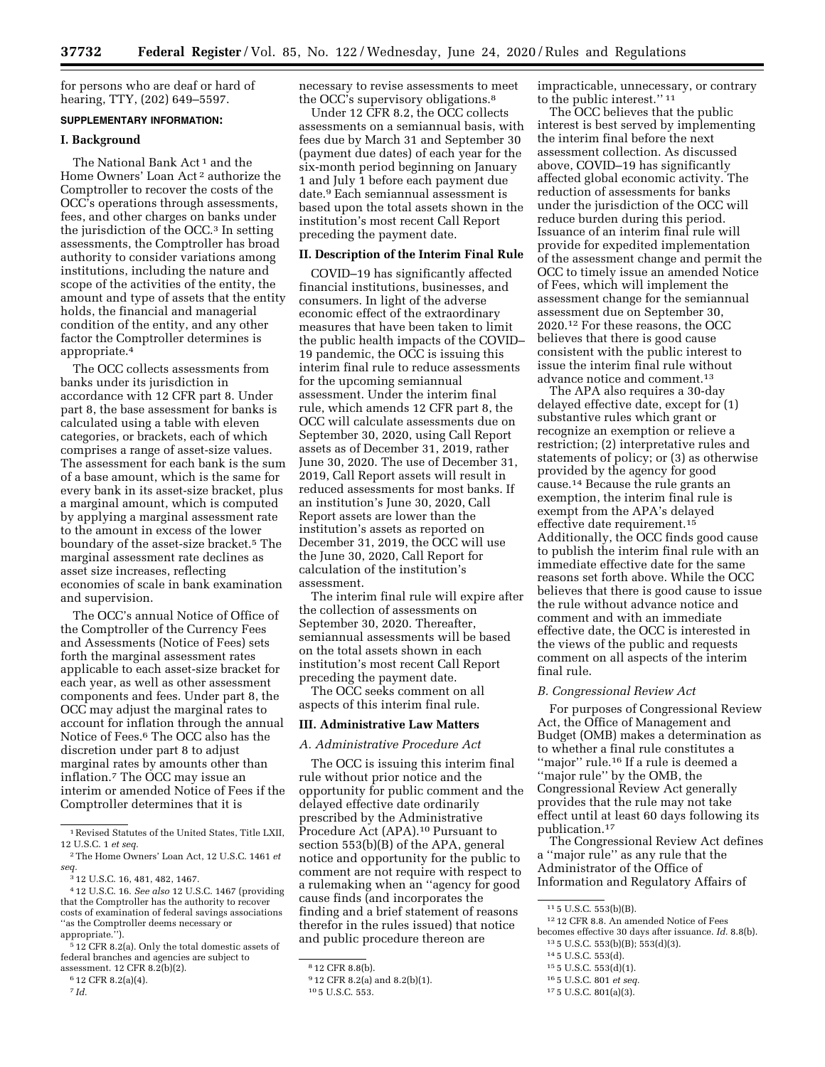for persons who are deaf or hard of hearing, TTY, (202) 649–5597.

**SUPPLEMENTARY INFORMATION:**

## I. Background

The National Bank Act [1] and the Home Owners' Loan Act [2] authorize the Comptroller to recover the costs of the OCC's operations through assessments, fees, and other charges on banks under the jurisdiction of the OCC.[3] In setting assessments, the Comptroller has broad authority to consider variations among institutions, including the nature and scope of the activities of the entity, the amount and type of assets that the entity holds, the financial and managerial condition of the entity, and any other factor the Comptroller determines is appropriate.[4]

The OCC collects assessments from banks under its jurisdiction in accordance with 12 CFR part 8. Under part 8, the base assessment for banks is calculated using a table with eleven categories, or brackets, each of which comprises a range of asset-size values. The assessment for each bank is the sum of a base amount, which is the same for every bank in its asset-size bracket, plus a marginal amount, which is computed by applying a marginal assessment rate to the amount in excess of the lower boundary of the asset-size bracket.[5] The marginal assessment rate declines as asset size increases, reflecting economies of scale in bank examination and supervision.

The OCC's annual Notice of Office of the Comptroller of the Currency Fees and Assessments (Notice of Fees) sets forth the marginal assessment rates applicable to each asset-size bracket for each year, as well as other assessment components and fees. Under part 8, the OCC may adjust the marginal rates to account for inflation through the annual Notice of Fees.[6] The OCC also has the discretion under part 8 to adjust marginal rates by amounts other than inflation.[7] The OCC may issue an interim or amended Notice of Fees if the Comptroller determines that it is necessary to revise assessments to meet the OCC's supervisory obligations.[8]

Under 12 CFR 8.2, the OCC collects assessments on a semiannual basis, with fees due by March 31 and September 30 (payment due dates) of each year for the six-month period beginning on January 1 and July 1 before each payment due date.[9] Each semiannual assessment is based upon the total assets shown in the institution's most recent Call Report preceding the payment date.

## II. Description of the Interim Final Rule

COVID–19 has significantly affected financial institutions, businesses, and consumers. In light of the adverse economic effect of the extraordinary measures that have been taken to limit the public health impacts of the COVID–19 pandemic, the OCC is issuing this interim final rule to reduce assessments for the upcoming semiannual assessment. Under the interim final rule, which amends 12 CFR part 8, the OCC will calculate assessments due on September 30, 2020, using Call Report assets as of December 31, 2019, rather June 30, 2020. The use of December 31, 2019, Call Report assets will result in reduced assessments for most banks. If an institution's June 30, 2020, Call Report assets are lower than the institution's assets as reported on December 31, 2019, the OCC will use the June 30, 2020, Call Report for calculation of the institution's assessment.

The interim final rule will expire after the collection of assessments on September 30, 2020. Thereafter, semiannual assessments will be based on the total assets shown in each institution's most recent Call Report preceding the payment date.

The OCC seeks comment on all aspects of this interim final rule.

## III. Administrative Law Matters

### *A. Administrative Procedure Act*

The OCC is issuing this interim final rule without prior notice and the opportunity for public comment and the delayed effective date ordinarily prescribed by the Administrative Procedure Act (APA).[10] Pursuant to section 553(b)(B) of the APA, general notice and opportunity for the public to comment are not require with respect to a rulemaking when an ''agency for good cause finds (and incorporates the finding and a brief statement of reasons therefor in the rules issued) that notice and public procedure thereon are impracticable, unnecessary, or contrary to the public interest.'' [11]

The OCC believes that the public interest is best served by implementing the interim final before the next assessment collection. As discussed above, COVID–19 has significantly affected global economic activity. The reduction of assessments for banks under the jurisdiction of the OCC will reduce burden during this period. Issuance of an interim final rule will provide for expedited implementation of the assessment change and permit the OCC to timely issue an amended Notice of Fees, which will implement the assessment change for the semiannual assessment due on September 30, 2020.[12] For these reasons, the OCC believes that there is good cause consistent with the public interest to issue the interim final rule without advance notice and comment.[13]

The APA also requires a 30-day delayed effective date, except for (1) substantive rules which grant or recognize an exemption or relieve a restriction; (2) interpretative rules and statements of policy; or (3) as otherwise provided by the agency for good cause.[14] Because the rule grants an exemption, the interim final rule is exempt from the APA's delayed effective date requirement.[15] Additionally, the OCC finds good cause to publish the interim final rule with an immediate effective date for the same reasons set forth above. While the OCC believes that there is good cause to issue the rule without advance notice and comment and with an immediate effective date, the OCC is interested in the views of the public and requests comment on all aspects of the interim final rule.

### *B. Congressional Review Act*

For purposes of Congressional Review Act, the Office of Management and Budget (OMB) makes a determination as to whether a final rule constitutes a ''major'' rule.[16] If a rule is deemed a ''major rule'' by the OMB, the Congressional Review Act generally provides that the rule may not take effect until at least 60 days following its publication.[17]

The Congressional Review Act defines a ''major rule'' as any rule that the Administrator of the Office of Information and Regulatory Affairs of

---

[1] Revised Statutes of the United States, Title LXII, 12 U.S.C. 1 *et seq.*

[2] The Home Owners' Loan Act, 12 U.S.C. 1461 *et seq.*

[3] 12 U.S.C. 16, 481, 482, 1467.

[4] 12 U.S.C. 16. *See also* 12 U.S.C. 1467 (providing that the Comptroller has the authority to recover costs of examination of federal savings associations ''as the Comptroller deems necessary or appropriate.'').

[5] 12 CFR 8.2(a). Only the total domestic assets of federal branches and agencies are subject to assessment. 12 CFR 8.2(b)(2).

[6] 12 CFR 8.2(a)(4).

[7] *Id.*

[8] 12 CFR 8.8(b).

[9] 12 CFR 8.2(a) and 8.2(b)(1).

[10] 5 U.S.C. 553.

[11] 5 U.S.C. 553(b)(B).

[12] 12 CFR 8.8. An amended Notice of Fees becomes effective 30 days after issuance. *Id.* 8.8(b).

[13] 5 U.S.C. 553(b)(B); 553(d)(3).

[14] 5 U.S.C. 553(d).

[15] 5 U.S.C. 553(d)(1).

[16] 5 U.S.C. 801 *et seq.*

[17] 5 U.S.C. 801(a)(3).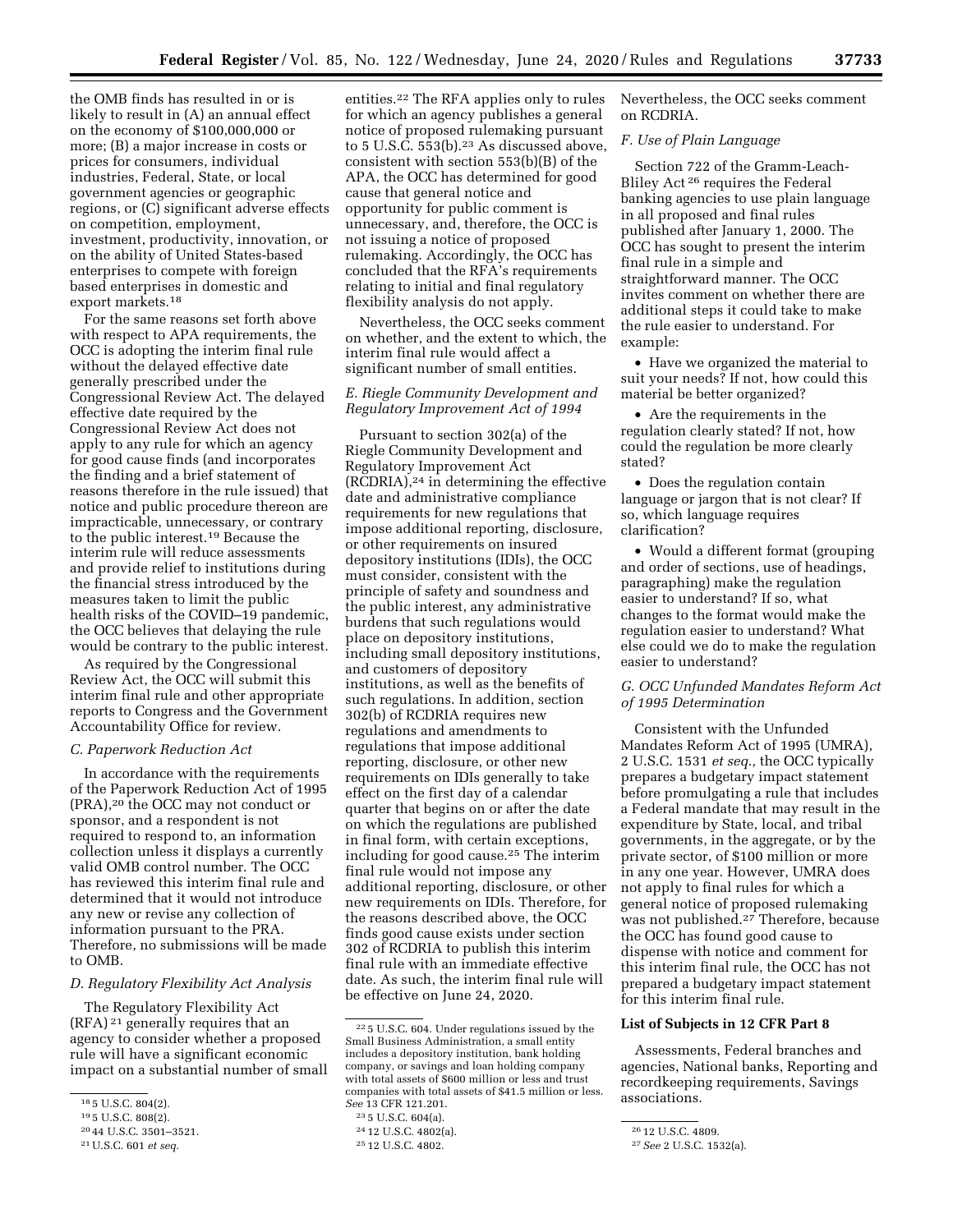the OMB finds has resulted in or is likely to result in (A) an annual effect on the economy of $100,000,000 or more; (B) a major increase in costs or prices for consumers, individual industries, Federal, State, or local government agencies or geographic regions, or (C) significant adverse effects on competition, employment, investment, productivity, innovation, or on the ability of United States-based enterprises to compete with foreign based enterprises in domestic and export markets.[18]

For the same reasons set forth above with respect to APA requirements, the OCC is adopting the interim final rule without the delayed effective date generally prescribed under the Congressional Review Act. The delayed effective date required by the Congressional Review Act does not apply to any rule for which an agency for good cause finds (and incorporates the finding and a brief statement of reasons therefore in the rule issued) that notice and public procedure thereon are impracticable, unnecessary, or contrary to the public interest.[19] Because the interim rule will reduce assessments and provide relief to institutions during the financial stress introduced by the measures taken to limit the public health risks of the COVID–19 pandemic, the OCC believes that delaying the rule would be contrary to the public interest.

As required by the Congressional Review Act, the OCC will submit this interim final rule and other appropriate reports to Congress and the Government Accountability Office for review.

*C. Paperwork Reduction Act*

In accordance with the requirements of the Paperwork Reduction Act of 1995 (PRA),[20] the OCC may not conduct or sponsor, and a respondent is not required to respond to, an information collection unless it displays a currently valid OMB control number. The OCC has reviewed this interim final rule and determined that it would not introduce any new or revise any collection of information pursuant to the PRA. Therefore, no submissions will be made to OMB.

*D. Regulatory Flexibility Act Analysis*

The Regulatory Flexibility Act (RFA) [21] generally requires that an agency to consider whether a proposed rule will have a significant economic impact on a substantial number of small entities.[22] The RFA applies only to rules for which an agency publishes a general notice of proposed rulemaking pursuant to 5 U.S.C. 553(b).[23] As discussed above, consistent with section 553(b)(B) of the APA, the OCC has determined for good cause that general notice and opportunity for public comment is unnecessary, and, therefore, the OCC is not issuing a notice of proposed rulemaking. Accordingly, the OCC has concluded that the RFA's requirements relating to initial and final regulatory flexibility analysis do not apply.

Nevertheless, the OCC seeks comment on whether, and the extent to which, the interim final rule would affect a significant number of small entities.

*E. Riegle Community Development and Regulatory Improvement Act of 1994*

Pursuant to section 302(a) of the Riegle Community Development and Regulatory Improvement Act (RCDRIA),[24] in determining the effective date and administrative compliance requirements for new regulations that impose additional reporting, disclosure, or other requirements on insured depository institutions (IDIs), the OCC must consider, consistent with the principle of safety and soundness and the public interest, any administrative burdens that such regulations would place on depository institutions, including small depository institutions, and customers of depository institutions, as well as the benefits of such regulations. In addition, section 302(b) of RCDRIA requires new regulations and amendments to regulations that impose additional reporting, disclosure, or other new requirements on IDIs generally to take effect on the first day of a calendar quarter that begins on or after the date on which the regulations are published in final form, with certain exceptions, including for good cause.[25] The interim final rule would not impose any additional reporting, disclosure, or other new requirements on IDIs. Therefore, for the reasons described above, the OCC finds good cause exists under section 302 of RCDRIA to publish this interim final rule with an immediate effective date. As such, the interim final rule will be effective on June 24, 2020.

Nevertheless, the OCC seeks comment on RCDRIA.

*F. Use of Plain Language*

Section 722 of the Gramm-Leach-Bliley Act [26] requires the Federal banking agencies to use plain language in all proposed and final rules published after January 1, 2000. The OCC has sought to present the interim final rule in a simple and straightforward manner. The OCC invites comment on whether there are additional steps it could take to make the rule easier to understand. For example:

- Have we organized the material to suit your needs? If not, how could this material be better organized?
- Are the requirements in the regulation clearly stated? If not, how could the regulation be more clearly stated?
- Does the regulation contain language or jargon that is not clear? If so, which language requires clarification?
- Would a different format (grouping and order of sections, use of headings, paragraphing) make the regulation easier to understand? If so, what changes to the format would make the regulation easier to understand? What else could we do to make the regulation easier to understand?

*G. OCC Unfunded Mandates Reform Act of 1995 Determination*

Consistent with the Unfunded Mandates Reform Act of 1995 (UMRA), 2 U.S.C. 1531 *et seq.,* the OCC typically prepares a budgetary impact statement before promulgating a rule that includes a Federal mandate that may result in the expenditure by State, local, and tribal governments, in the aggregate, or by the private sector, of $100 million or more in any one year. However, UMRA does not apply to final rules for which a general notice of proposed rulemaking was not published.[27] Therefore, because the OCC has found good cause to dispense with notice and comment for this interim final rule, the OCC has not prepared a budgetary impact statement for this interim final rule.

**List of Subjects in 12 CFR Part 8**

Assessments, Federal branches and agencies, National banks, Reporting and recordkeeping requirements, Savings associations.

---

[18] 5 U.S.C. 804(2).

[19] 5 U.S.C. 808(2).

[20] 44 U.S.C. 3501–3521.

[21] U.S.C. 601 *et seq.*

[22] 5 U.S.C. 604. Under regulations issued by the Small Business Administration, a small entity includes a depository institution, bank holding company, or savings and loan holding company with total assets of $600 million or less and trust companies with total assets of $41.5 million or less. *See* 13 CFR 121.201.

[23] 5 U.S.C. 604(a).

[24] 12 U.S.C. 4802(a).

[25] 12 U.S.C. 4802.

[26] 12 U.S.C. 4809.

[27] *See* 2 U.S.C. 1532(a).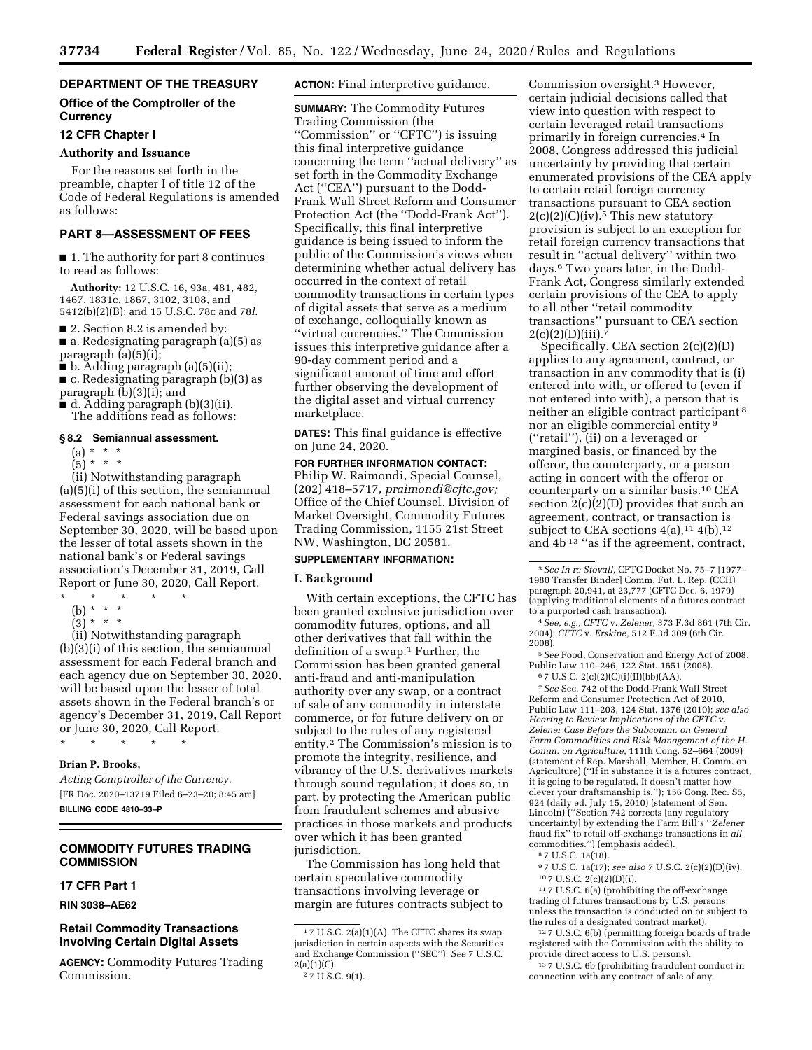## DEPARTMENT OF THE TREASURY

### Office of the Comptroller of the Currency

### 12 CFR Chapter I

#### Authority and Issuance

For the reasons set forth in the preamble, chapter I of title 12 of the Code of Federal Regulations is amended as follows:

### PART 8—ASSESSMENT OF FEES

■ 1. The authority for part 8 continues to read as follows:

**Authority:** 12 U.S.C. 16, 93a, 481, 482, 1467, 1831c, 1867, 3102, 3108, and 5412(b)(2)(B); and 15 U.S.C. 78c and 78*l*.

■ 2. Section 8.2 is amended by:

■ a. Redesignating paragraph (a)(5) as paragraph (a)(5)(i);

■ b. Adding paragraph (a)(5)(ii);

■ c. Redesignating paragraph (b)(3) as paragraph (b)(3)(i); and

■ d. Adding paragraph (b)(3)(ii).

The additions read as follows:

#### § 8.2 Semiannual assessment.

(a) * * *

(5) * * *

(ii) Notwithstanding paragraph (a)(5)(i) of this section, the semiannual assessment for each national bank or Federal savings association due on September 30, 2020, will be based upon the lesser of total assets shown in the national bank's or Federal savings association's December 31, 2019, Call Report or June 30, 2020, Call Report.

\* \* \* \* \*

(b) * * *

(3) * * *

(ii) Notwithstanding paragraph (b)(3)(i) of this section, the semiannual assessment for each Federal branch and each agency due on September 30, 2020, will be based upon the lesser of total assets shown in the Federal branch's or agency's December 31, 2019, Call Report or June 30, 2020, Call Report.

\* \* \* \* \*

**Brian P. Brooks,**

*Acting Comptroller of the Currency.*

[FR Doc. 2020–13719 Filed 6–23–20; 8:45 am]

**BILLING CODE 4810–33–P**

## COMMODITY FUTURES TRADING COMMISSION

### 17 CFR Part 1

**RIN 3038–AE62**

### Retail Commodity Transactions Involving Certain Digital Assets

**AGENCY:** Commodity Futures Trading Commission.

**ACTION:** Final interpretive guidance.

**SUMMARY:** The Commodity Futures Trading Commission (the "Commission" or "CFTC") is issuing this final interpretive guidance concerning the term "actual delivery" as set forth in the Commodity Exchange Act ("CEA") pursuant to the Dodd-Frank Wall Street Reform and Consumer Protection Act (the "Dodd-Frank Act"). Specifically, this final interpretive guidance is being issued to inform the public of the Commission's views when determining whether actual delivery has occurred in the context of retail commodity transactions in certain types of digital assets that serve as a medium of exchange, colloquially known as "virtual currencies." The Commission issues this interpretive guidance after a 90-day comment period and a significant amount of time and effort further observing the development of the digital asset and virtual currency marketplace.

**DATES:** This final guidance is effective on June 24, 2020.

**FOR FURTHER INFORMATION CONTACT:** Philip W. Raimondi, Special Counsel, (202) 418–5717, *praimondi@cftc.gov;* Office of the Chief Counsel, Division of Market Oversight, Commodity Futures Trading Commission, 1155 21st Street NW, Washington, DC 20581.

**SUPPLEMENTARY INFORMATION:**

#### I. Background

With certain exceptions, the CFTC has been granted exclusive jurisdiction over commodity futures, options, and all other derivatives that fall within the definition of a swap.[1] Further, the Commission has been granted general anti-fraud and anti-manipulation authority over any swap, or a contract of sale of any commodity in interstate commerce, or for future delivery on or subject to the rules of any registered entity.[2] The Commission's mission is to promote the integrity, resilience, and vibrancy of the U.S. derivatives markets through sound regulation; it does so, in part, by protecting the American public from fraudulent schemes and abusive practices in those markets and products over which it has been granted jurisdiction.

The Commission has long held that certain speculative commodity transactions involving leverage or margin are futures contracts subject to Commission oversight.[3] However, certain judicial decisions called that view into question with respect to certain leveraged retail transactions primarily in foreign currencies.[4] In 2008, Congress addressed this judicial uncertainty by providing that certain enumerated provisions of the CEA apply to certain retail foreign currency transactions pursuant to CEA section 2(c)(2)(C)(iv).[5] This new statutory provision is subject to an exception for retail foreign currency transactions that result in "actual delivery" within two days.[6] Two years later, in the Dodd-Frank Act, Congress similarly extended certain provisions of the CEA to apply to all other "retail commodity transactions" pursuant to CEA section 2(c)(2)(D)(iii).[7]

Specifically, CEA section 2(c)(2)(D) applies to any agreement, contract, or transaction in any commodity that is (i) entered into with, or offered to (even if not entered into with), a person that is neither an eligible contract participant[8] nor an eligible commercial entity[9] ("retail"), (ii) on a leveraged or margined basis, or financed by the offeror, the counterparty, or a person acting in concert with the offeror or counterparty on a similar basis.[10] CEA section 2(c)(2)(D) provides that such an agreement, contract, or transaction is subject to CEA sections 4(a),[11] 4(b),[12] and 4b[13] "as if the agreement, contract,

---

[1] 7 U.S.C. 2(a)(1)(A). The CFTC shares its swap jurisdiction in certain aspects with the Securities and Exchange Commission ("SEC"). *See* 7 U.S.C. 2(a)(1)(C).

[2] 7 U.S.C. 9(1).

[3] *See In re Stovall,* CFTC Docket No. 75–7 [1977–1980 Transfer Binder] Comm. Fut. L. Rep. (CCH) paragraph 20,941, at 23,777 (CFTC Dec. 6, 1979) (applying traditional elements of a futures contract to a purported cash transaction).

[4] *See, e.g., CFTC* v. *Zelener,* 373 F.3d 861 (7th Cir. 2004); *CFTC* v. *Erskine,* 512 F.3d 309 (6th Cir. 2008).

[5] *See* Food, Conservation and Energy Act of 2008, Public Law 110–246, 122 Stat. 1651 (2008).

[6] 7 U.S.C. 2(c)(2)(C)(i)(II)(bb)(AA).

[7] *See* Sec. 742 of the Dodd-Frank Wall Street Reform and Consumer Protection Act of 2010, Public Law 111–203, 124 Stat. 1376 (2010); *see also Hearing to Review Implications of the CFTC* v. *Zelener Case Before the Subcomm. on General Farm Commodities and Risk Management of the H. Comm. on Agriculture,* 111th Cong. 52–664 (2009) (statement of Rep. Marshall, Member, H. Comm. on Agriculture) ("If in substance it is a futures contract, it is going to be regulated. It doesn't matter how clever your draftsmanship is."); 156 Cong. Rec. S5, 924 (daily ed. July 15, 2010) (statement of Sen. Lincoln) ("Section 742 corrects [any regulatory uncertainty] by extending the Farm Bill's "*Zelener* fraud fix" to retail off-exchange transactions in *all* commodities.") (emphasis added).

[8] 7 U.S.C. 1a(18).

[9] 7 U.S.C. 1a(17); *see also* 7 U.S.C. 2(c)(2)(D)(iv).

[10] 7 U.S.C. 2(c)(2)(D)(i).

[11] 7 U.S.C. 6(a) (prohibiting the off-exchange trading of futures transactions by U.S. persons unless the transaction is conducted on or subject to the rules of a designated contract market).

[12] 7 U.S.C. 6(b) (permitting foreign boards of trade registered with the Commission with the ability to provide direct access to U.S. persons).

[13] 7 U.S.C. 6b (prohibiting fraudulent conduct in connection with any contract of sale of any